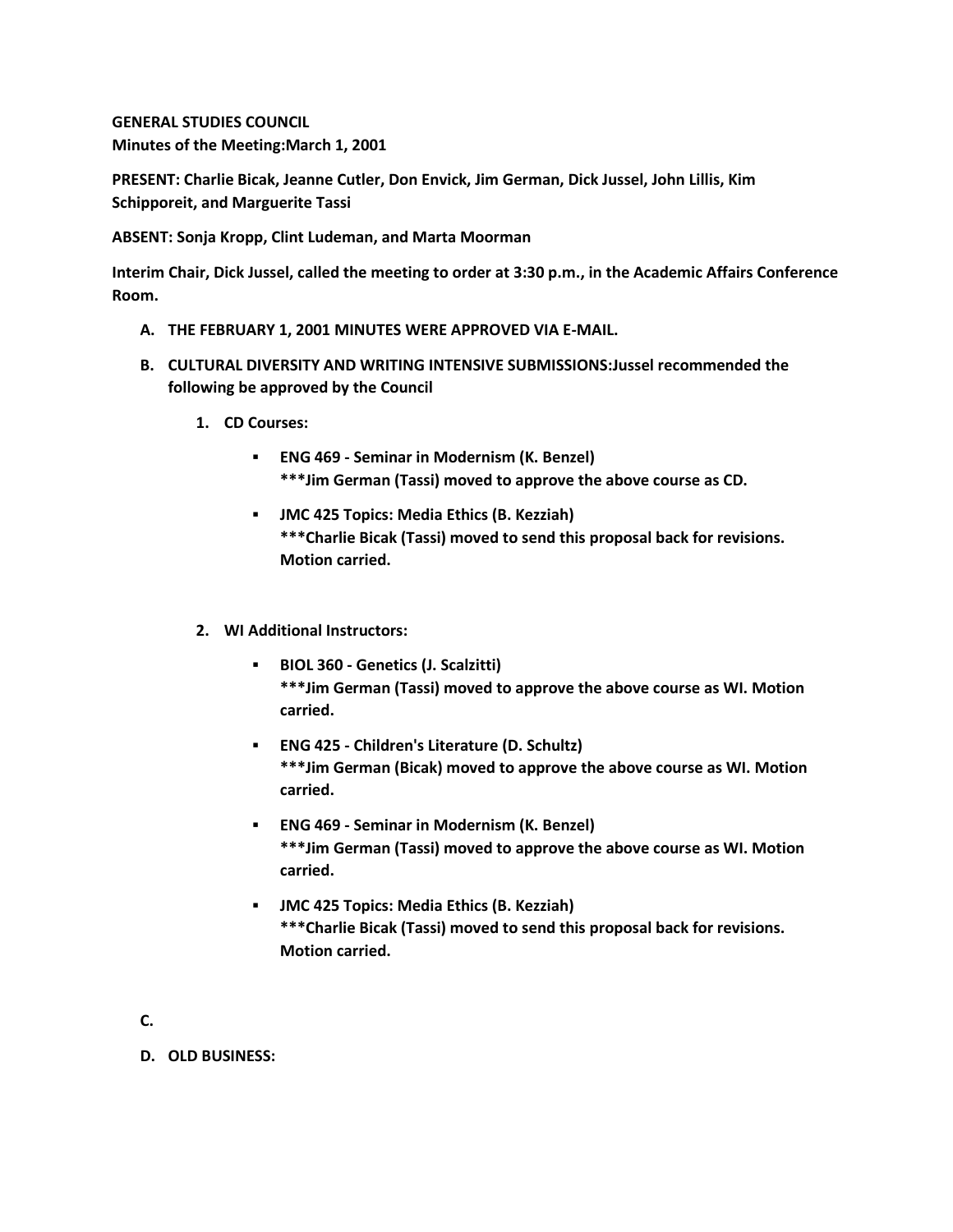**GENERAL STUDIES COUNCIL**
**Minutes of the Meeting:March 1, 2001**

**PRESENT: Charlie Bicak, Jeanne Cutler, Don Envick, Jim German, Dick Jussel, John Lillis, Kim Schipporeit, and Marguerite Tassi**

**ABSENT: Sonja Kropp, Clint Ludeman, and Marta Moorman**

**Interim Chair, Dick Jussel, called the meeting to order at 3:30 p.m., in the Academic Affairs Conference Room.**

A. **THE FEBRUARY 1, 2001 MINUTES WERE APPROVED VIA E-MAIL.**

B. **CULTURAL DIVERSITY AND WRITING INTENSIVE SUBMISSIONS:Jussel recommended the following be approved by the Council**

   1. **CD Courses:**

      - **ENG 469 - Seminar in Modernism (K. Benzel)**
        **\*\*\*Jim German (Tassi) moved to approve the above course as CD.**

      - **JMC 425 Topics: Media Ethics (B. Kezziah)**
        **\*\*\*Charlie Bicak (Tassi) moved to send this proposal back for revisions. Motion carried.**

   2. **WI Additional Instructors:**

      - **BIOL 360 - Genetics (J. Scalzitti)**
        **\*\*\*Jim German (Tassi) moved to approve the above course as WI. Motion carried.**

      - **ENG 425 - Children's Literature (D. Schultz)**
        **\*\*\*Jim German (Bicak) moved to approve the above course as WI. Motion carried.**

      - **ENG 469 - Seminar in Modernism (K. Benzel)**
        **\*\*\*Jim German (Tassi) moved to approve the above course as WI. Motion carried.**

      - **JMC 425 Topics: Media Ethics (B. Kezziah)**
        **\*\*\*Charlie Bicak (Tassi) moved to send this proposal back for revisions. Motion carried.**

C.

D. **OLD BUSINESS:**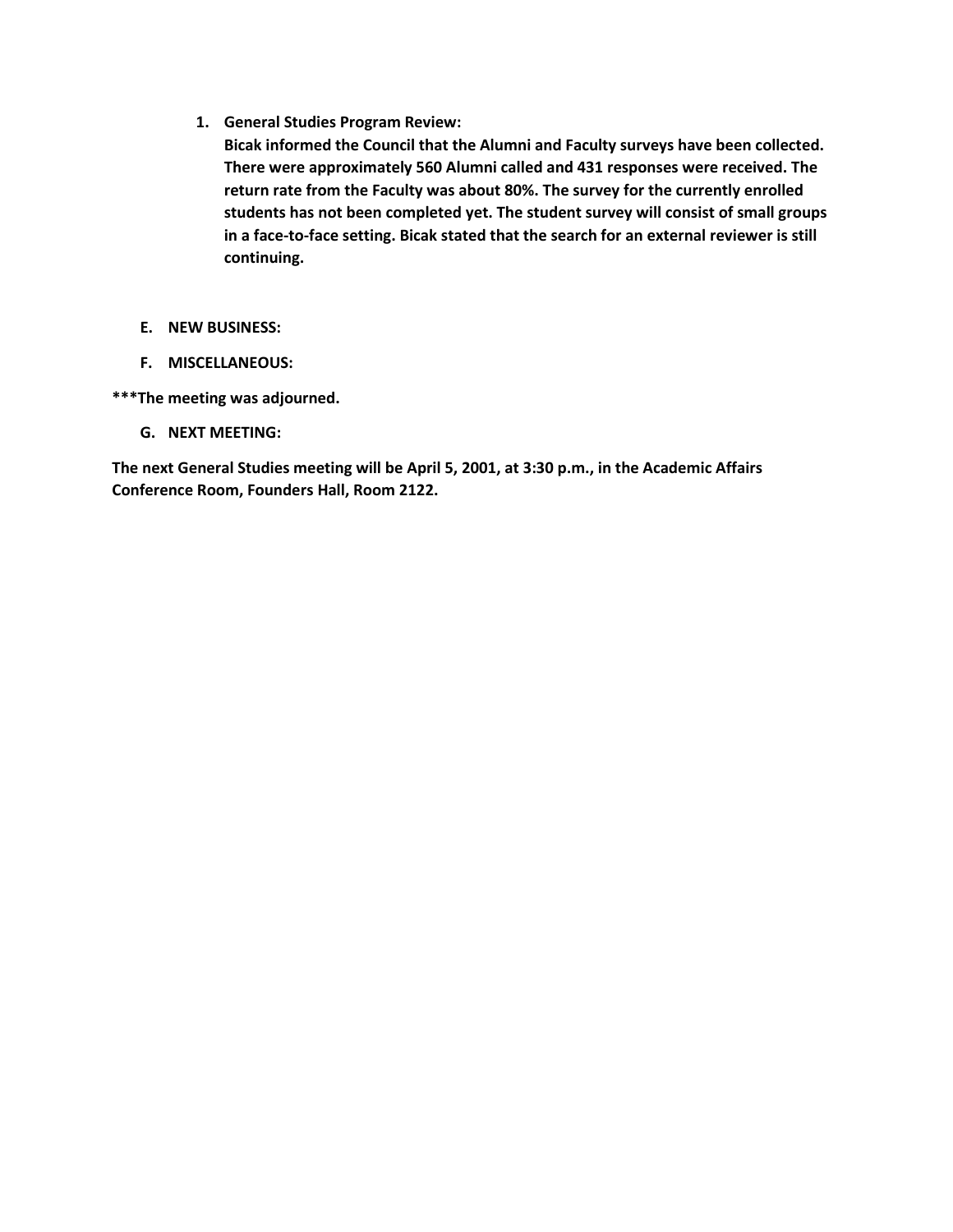1. **General Studies Program Review:**
   **Bicak informed the Council that the Alumni and Faculty surveys have been collected. There were approximately 560 Alumni called and 431 responses were received. The return rate from the Faculty was about 80%. The survey for the currently enrolled students has not been completed yet. The student survey will consist of small groups in a face-to-face setting. Bicak stated that the search for an external reviewer is still continuing.**

**E. NEW BUSINESS:**

**F. MISCELLANEOUS:**

**\*\*\*The meeting was adjourned.**

**G. NEXT MEETING:**

**The next General Studies meeting will be April 5, 2001, at 3:30 p.m., in the Academic Affairs Conference Room, Founders Hall, Room 2122.**